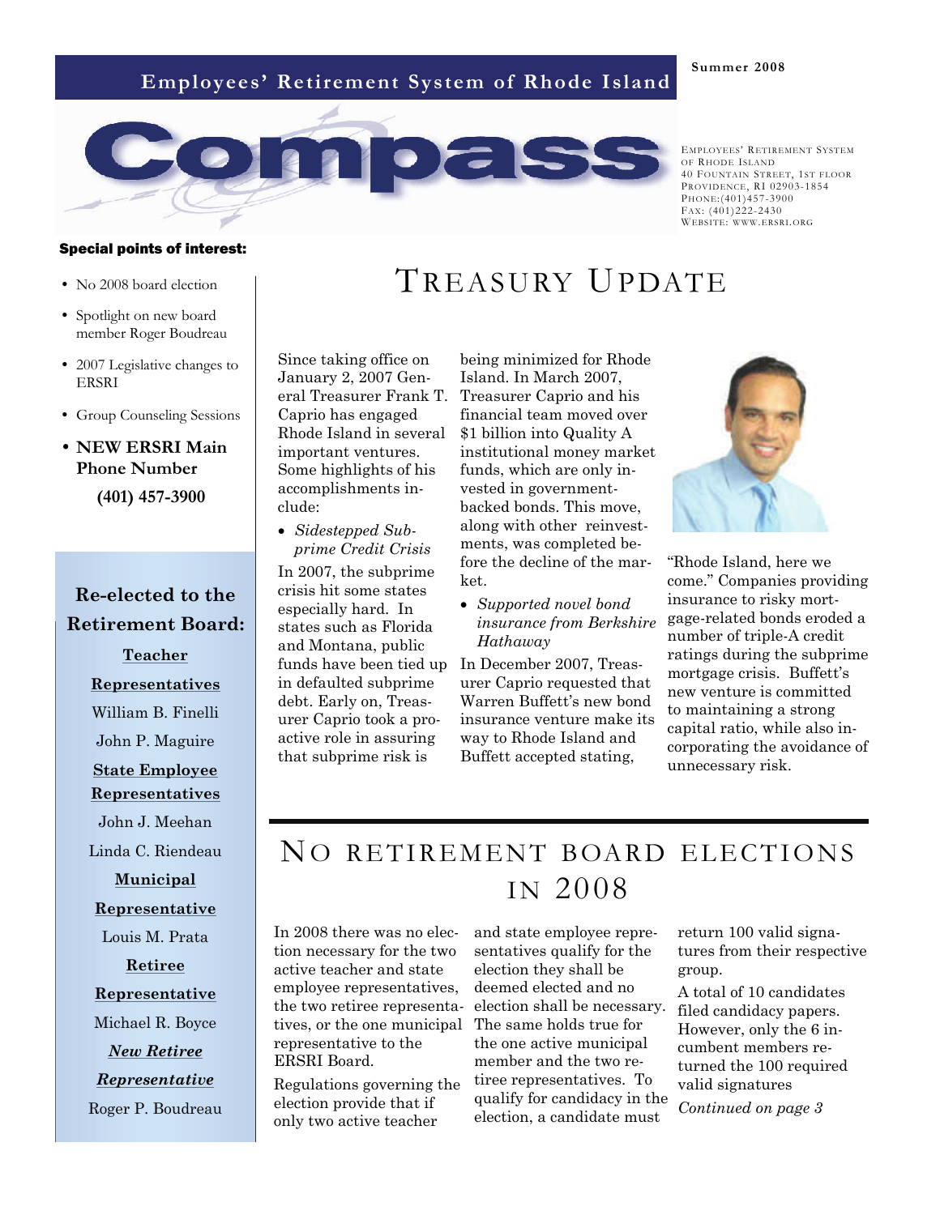Employees' Retirement System of Rhode Island

Summer 2008

# Compass

EMPLOYEES' RETIREMENT SYSTEM OF RHODE ISLAND
40 FOUNTAIN STREET, 1ST FLOOR
PROVIDENCE, RI 02903-1854
PHONE:(401)457-3900
FAX: (401)222-2430
WEBSITE: WWW.ERSRI.ORG

**Special points of interest:**

- No 2008 board election
- Spotlight on new board member Roger Boudreau
- 2007 Legislative changes to ERSRI
- Group Counseling Sessions
- **NEW ERSRI Main Phone Number (401) 457-3900**

### Re-elected to the Retirement Board:

**Teacher Representatives**

William B. Finelli

John P. Maguire

**State Employee Representatives**

John J. Meehan

Linda C. Riendeau

**Municipal Representative**

Louis M. Prata

**Retiree Representative**

Michael R. Boyce

***New Retiree Representative***

Roger P. Boudreau

## TREASURY UPDATE

Since taking office on January 2, 2007 General Treasurer Frank T. Caprio has engaged Rhode Island in several important ventures. Some highlights of his accomplishments include:

- *Sidestepped Subprime Credit Crisis*

In 2007, the subprime crisis hit some states especially hard. In states such as Florida and Montana, public funds have been tied up in defaulted subprime debt. Early on, Treasurer Caprio took a proactive role in assuring that subprime risk is being minimized for Rhode Island. In March 2007, Treasurer Caprio and his financial team moved over $1 billion into Quality A institutional money market funds, which are only invested in government-backed bonds. This move, along with other reinvestments, was completed before the decline of the market.

- *Supported novel bond insurance from Berkshire Hathaway*

In December 2007, Treasurer Caprio requested that Warren Buffett's new bond insurance venture make its way to Rhode Island and Buffett accepted stating, "Rhode Island, here we come." Companies providing insurance to risky mortgage-related bonds eroded a number of triple-A credit ratings during the subprime mortgage crisis. Buffett's new venture is committed to maintaining a strong capital ratio, while also incorporating the avoidance of unnecessary risk.

## NO RETIREMENT BOARD ELECTIONS IN 2008

In 2008 there was no election necessary for the two active teacher and state employee representatives, the two retiree representatives, or the one municipal representative to the ERSRI Board.

Regulations governing the election provide that if only two active teacher and state employee representatives qualify for the election they shall be deemed elected and no election shall be necessary. The same holds true for the one active municipal member and the two retiree representatives. To qualify for candidacy in the election, a candidate must return 100 valid signatures from their respective group.

A total of 10 candidates filed candidacy papers. However, only the 6 incumbent members returned the 100 required valid signatures

*Continued on page 3*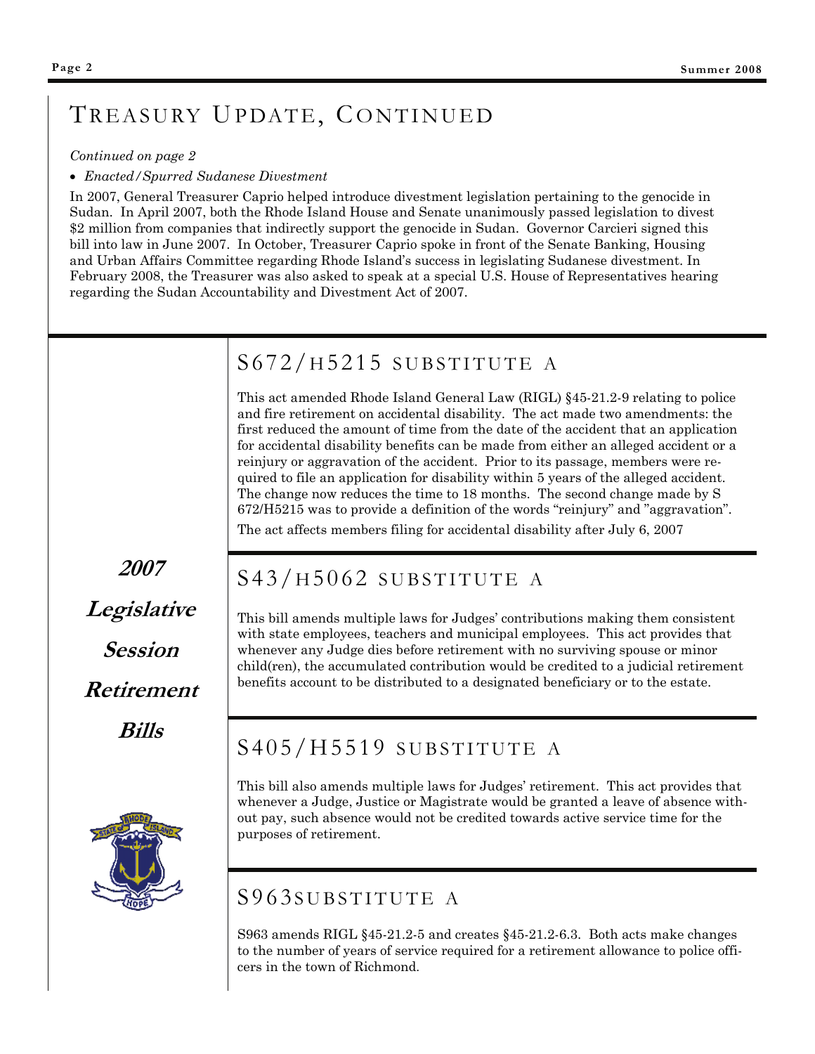# Treasury Update, Continued

*Continued on page 2*

- *Enacted/Spurred Sudanese Divestment*

In 2007, General Treasurer Caprio helped introduce divestment legislation pertaining to the genocide in Sudan. In April 2007, both the Rhode Island House and Senate unanimously passed legislation to divest $2 million from companies that indirectly support the genocide in Sudan. Governor Carcieri signed this bill into law in June 2007. In October, Treasurer Caprio spoke in front of the Senate Banking, Housing and Urban Affairs Committee regarding Rhode Island's success in legislating Sudanese divestment. In February 2008, the Treasurer was also asked to speak at a special U.S. House of Representatives hearing regarding the Sudan Accountability and Divestment Act of 2007.

## *2007 Legislative Session Retirement Bills*

### S672/H5215 Substitute A

This act amended Rhode Island General Law (RIGL) §45-21.2-9 relating to police and fire retirement on accidental disability. The act made two amendments: the first reduced the amount of time from the date of the accident that an application for accidental disability benefits can be made from either an alleged accident or a reinjury or aggravation of the accident. Prior to its passage, members were required to file an application for disability within 5 years of the alleged accident. The change now reduces the time to 18 months. The second change made by S 672/H5215 was to provide a definition of the words "reinjury" and "aggravation".

The act affects members filing for accidental disability after July 6, 2007

### S43/H5062 Substitute A

This bill amends multiple laws for Judges' contributions making them consistent with state employees, teachers and municipal employees. This act provides that whenever any Judge dies before retirement with no surviving spouse or minor child(ren), the accumulated contribution would be credited to a judicial retirement benefits account to be distributed to a designated beneficiary or to the estate.

### S405/H5519 Substitute A

This bill also amends multiple laws for Judges' retirement. This act provides that whenever a Judge, Justice or Magistrate would be granted a leave of absence without pay, such absence would not be credited towards active service time for the purposes of retirement.

### S963Substitute A

S963 amends RIGL §45-21.2-5 and creates §45-21.2-6.3. Both acts make changes to the number of years of service required for a retirement allowance to police officers in the town of Richmond.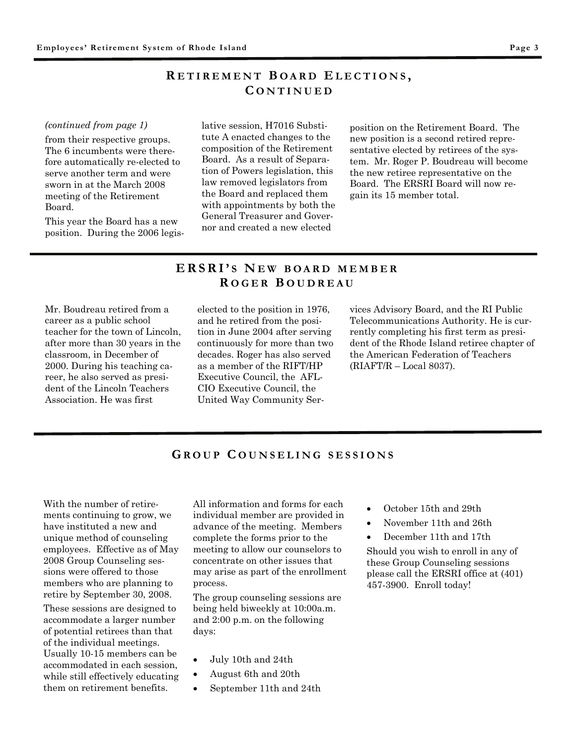## Retirement Board Elections, Continued

*(continued from page 1)*

from their respective groups. The 6 incumbents were therefore automatically re-elected to serve another term and were sworn in at the March 2008 meeting of the Retirement Board.

This year the Board has a new position. During the 2006 legislative session, H7016 Substitute A enacted changes to the composition of the Retirement Board. As a result of Separation of Powers legislation, this law removed legislators from the Board and replaced them with appointments by both the General Treasurer and Governor and created a new elected position on the Retirement Board. The new position is a second retired representative elected by retirees of the system. Mr. Roger P. Boudreau will become the new retiree representative on the Board. The ERSRI Board will now regain its 15 member total.

## ERSRI's New board member Roger Boudreau

Mr. Boudreau retired from a career as a public school teacher for the town of Lincoln, after more than 30 years in the classroom, in December of 2000. During his teaching career, he also served as president of the Lincoln Teachers Association. He was first elected to the position in 1976, and he retired from the position in June 2004 after serving continuously for more than two decades. Roger has also served as a member of the RIFT/HP Executive Council, the AFL-CIO Executive Council, the United Way Community Services Advisory Board, and the RI Public Telecommunications Authority. He is currently completing his first term as president of the Rhode Island retiree chapter of the American Federation of Teachers (RIAFT/R – Local 8037).

## Group Counseling sessions

With the number of retirements continuing to grow, we have instituted a new and unique method of counseling employees. Effective as of May 2008 Group Counseling sessions were offered to those members who are planning to retire by September 30, 2008.

These sessions are designed to accommodate a larger number of potential retirees than that of the individual meetings. Usually 10-15 members can be accommodated in each session, while still effectively educating them on retirement benefits.

All information and forms for each individual member are provided in advance of the meeting. Members complete the forms prior to the meeting to allow our counselors to concentrate on other issues that may arise as part of the enrollment process.

The group counseling sessions are being held biweekly at 10:00a.m. and 2:00 p.m. on the following days:

- July 10th and 24th
- August 6th and 20th
- September 11th and 24th
- October 15th and 29th
- November 11th and 26th
- December 11th and 17th

Should you wish to enroll in any of these Group Counseling sessions please call the ERSRI office at (401) 457-3900. Enroll today!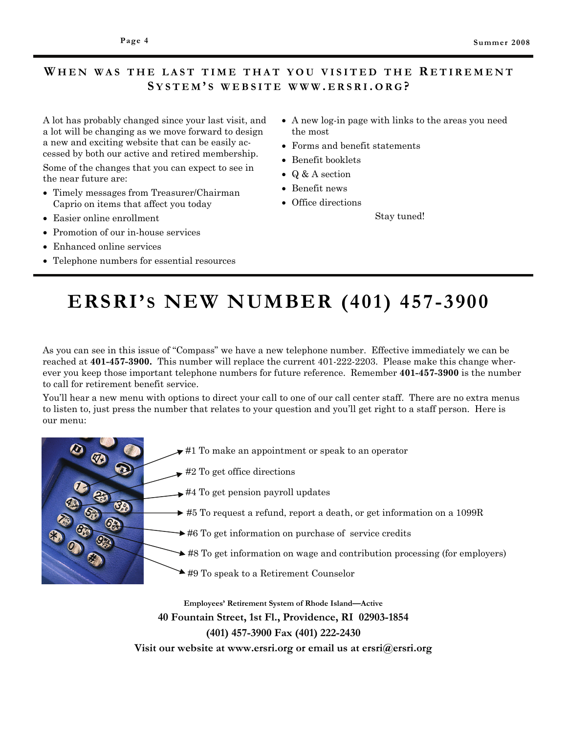## When was the last time that you visited the Retirement System's website www.ersri.org?

A lot has probably changed since your last visit, and a lot will be changing as we move forward to design a new and exciting website that can be easily accessed by both our active and retired membership.

Some of the changes that you can expect to see in the near future are:

- Timely messages from Treasurer/Chairman Caprio on items that affect you today
- Easier online enrollment
- Promotion of our in-house services
- Enhanced online services
- Telephone numbers for essential resources
- A new log-in page with links to the areas you need the most
- Forms and benefit statements
- Benefit booklets
- Q & A section
- Benefit news
- Office directions

Stay tuned!

# ERSRI's NEW NUMBER (401) 457-3900

As you can see in this issue of "Compass" we have a new telephone number. Effective immediately we can be reached at **401-457-3900.** This number will replace the current 401-222-2203. Please make this change wherever you keep those important telephone numbers for future reference. Remember **401-457-3900** is the number to call for retirement benefit service.

You'll hear a new menu with options to direct your call to one of our call center staff. There are no extra menus to listen to, just press the number that relates to your question and you'll get right to a staff person. Here is our menu:

- #1 To make an appointment or speak to an operator
- #2 To get office directions
- #4 To get pension payroll updates
- #5 To request a refund, report a death, or get information on a 1099R
- #6 To get information on purchase of service credits
- #8 To get information on wage and contribution processing (for employers)
- #9 To speak to a Retirement Counselor

**Employees' Retirement System of Rhode Island—Active**

**40 Fountain Street, 1st Fl., Providence, RI 02903-1854**

**(401) 457-3900 Fax (401) 222-2430**

**Visit our website at www.ersri.org or email us at ersri@ersri.org**